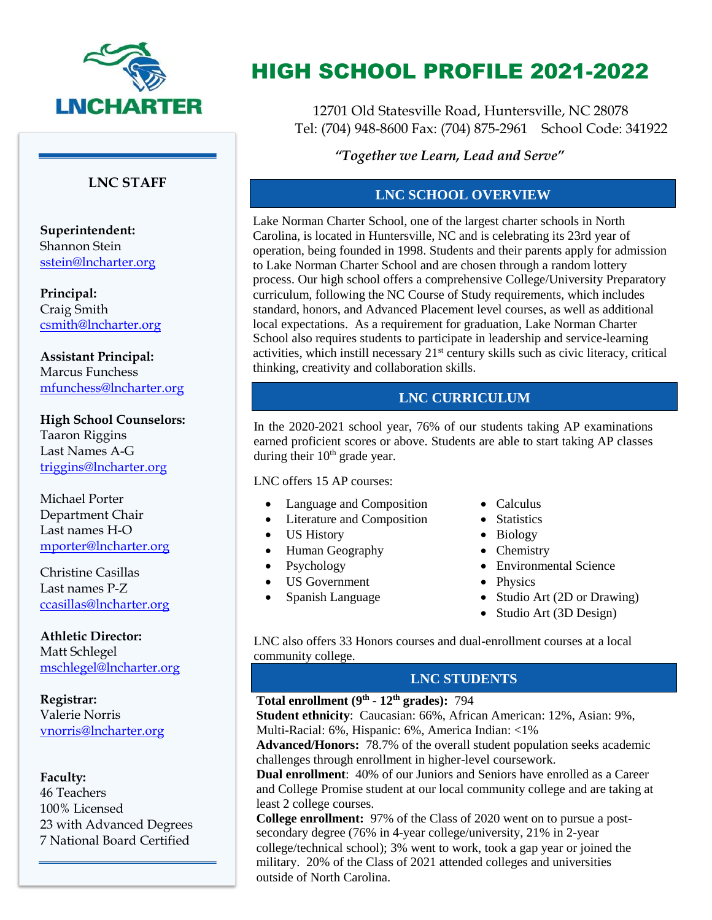LNCHARTER

# HIGH SCHOOL PROFILE 2021-2022

12701 Old Statesville Road, Huntersville, NC 28078
Tel: (704) 948-8600 Fax: (704) 875-2961 School Code: 341922

*"Together we Learn, Lead and Serve"*

## LNC SCHOOL OVERVIEW

Lake Norman Charter School, one of the largest charter schools in North Carolina, is located in Huntersville, NC and is celebrating its 23rd year of operation, being founded in 1998. Students and their parents apply for admission to Lake Norman Charter School and are chosen through a random lottery process. Our high school offers a comprehensive College/University Preparatory curriculum, following the NC Course of Study requirements, which includes standard, honors, and Advanced Placement level courses, as well as additional local expectations. As a requirement for graduation, Lake Norman Charter School also requires students to participate in leadership and service-learning activities, which instill necessary 21st century skills such as civic literacy, critical thinking, creativity and collaboration skills.

## LNC CURRICULUM

In the 2020-2021 school year, 76% of our students taking AP examinations earned proficient scores or above. Students are able to start taking AP classes during their 10th grade year.

LNC offers 15 AP courses:

- Language and Composition
- Literature and Composition
- US History
- Human Geography
- Psychology
- US Government
- Spanish Language
- Calculus
- Statistics
- Biology
- Chemistry
- Environmental Science
- Physics
- Studio Art (2D or Drawing)
- Studio Art (3D Design)

LNC also offers 33 Honors courses and dual-enrollment courses at a local community college.

## LNC STUDENTS

**Total enrollment (9th - 12th grades):** 794
**Student ethnicity**: Caucasian: 66%, African American: 12%, Asian: 9%, Multi-Racial: 6%, Hispanic: 6%, America Indian: <1%
**Advanced/Honors:** 78.7% of the overall student population seeks academic challenges through enrollment in higher-level coursework.
**Dual enrollment**: 40% of our Juniors and Seniors have enrolled as a Career and College Promise student at our local community college and are taking at least 2 college courses.
**College enrollment:** 97% of the Class of 2020 went on to pursue a post-secondary degree (76% in 4-year college/university, 21% in 2-year college/technical school); 3% went to work, took a gap year or joined the military. 20% of the Class of 2021 attended colleges and universities outside of North Carolina.

## LNC STAFF

**Superintendent:**
Shannon Stein
sstein@lncharter.org

**Principal:**
Craig Smith
csmith@lncharter.org

**Assistant Principal:**
Marcus Funchess
mfunchess@lncharter.org

**High School Counselors:**
Taaron Riggins
Last Names A-G
triggins@lncharter.org

Michael Porter
Department Chair
Last names H-O
mporter@lncharter.org

Christine Casillas
Last names P-Z
ccasillas@lncharter.org

**Athletic Director:**
Matt Schlegel
mschlegel@lncharter.org

**Registrar:**
Valerie Norris
vnorris@lncharter.org

**Faculty:**
46 Teachers
100% Licensed
23 with Advanced Degrees
7 National Board Certified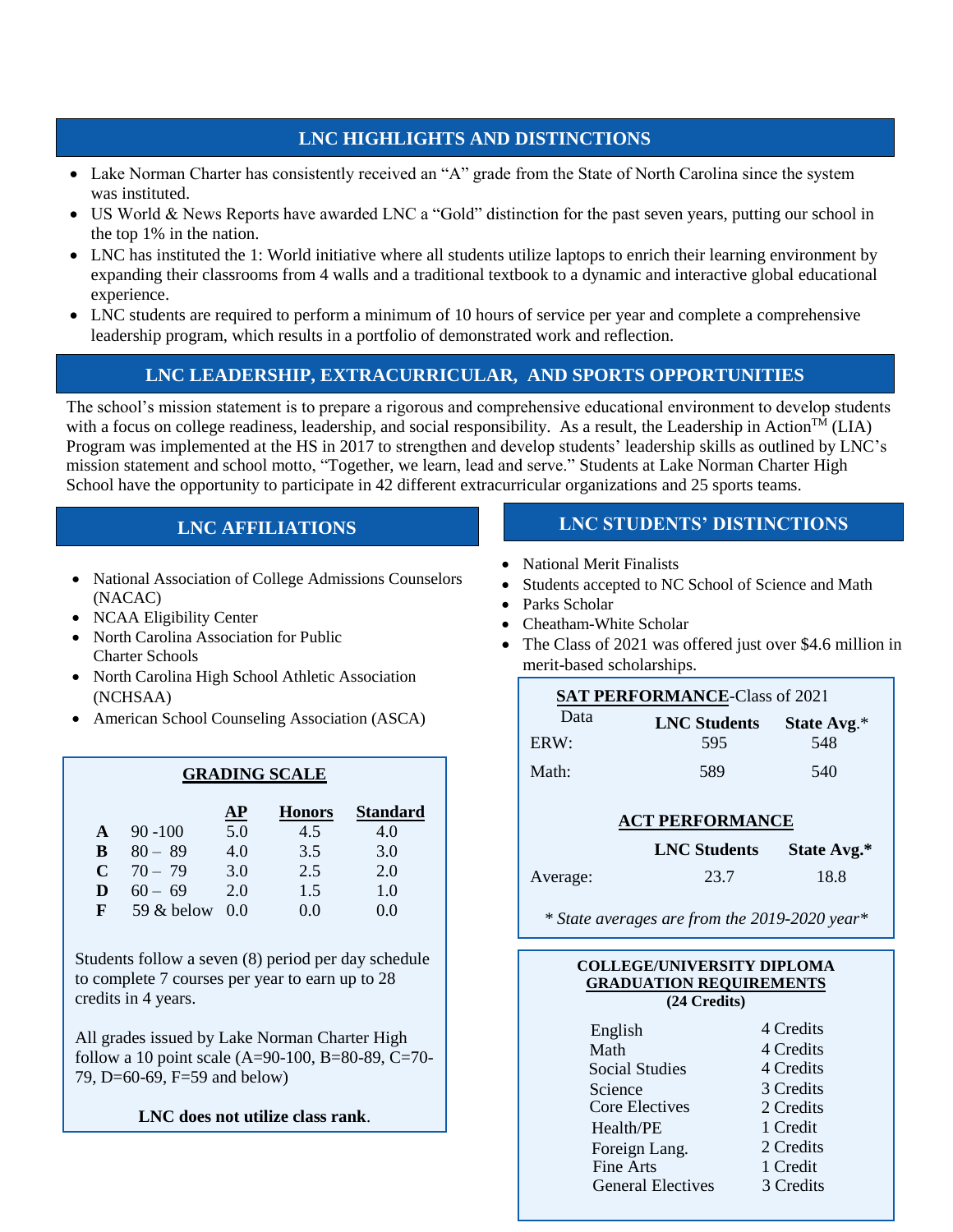## LNC HIGHLIGHTS AND DISTINCTIONS

- Lake Norman Charter has consistently received an "A" grade from the State of North Carolina since the system was instituted.
- US World & News Reports have awarded LNC a "Gold" distinction for the past seven years, putting our school in the top 1% in the nation.
- LNC has instituted the 1: World initiative where all students utilize laptops to enrich their learning environment by expanding their classrooms from 4 walls and a traditional textbook to a dynamic and interactive global educational experience.
- LNC students are required to perform a minimum of 10 hours of service per year and complete a comprehensive leadership program, which results in a portfolio of demonstrated work and reflection.

## LNC LEADERSHIP, EXTRACURRICULAR, AND SPORTS OPPORTUNITIES

The school's mission statement is to prepare a rigorous and comprehensive educational environment to develop students with a focus on college readiness, leadership, and social responsibility. As a result, the Leadership in Action™ (LIA) Program was implemented at the HS in 2017 to strengthen and develop students' leadership skills as outlined by LNC's mission statement and school motto, "Together, we learn, lead and serve." Students at Lake Norman Charter High School have the opportunity to participate in 42 different extracurricular organizations and 25 sports teams.

## LNC AFFILIATIONS

- National Association of College Admissions Counselors (NACAC)
- NCAA Eligibility Center
- North Carolina Association for Public Charter Schools
- North Carolina High School Athletic Association (NCHSAA)
- American School Counseling Association (ASCA)

### GRADING SCALE

| | | AP | Honors | Standard |
|---|---|---|---|---|
| **A** | 90 -100 | 5.0 | 4.5 | 4.0 |
| **B** | 80 – 89 | 4.0 | 3.5 | 3.0 |
| **C** | 70 – 79 | 3.0 | 2.5 | 2.0 |
| **D** | 60 – 69 | 2.0 | 1.5 | 1.0 |
| **F** | 59 & below | 0.0 | 0.0 | 0.0 |

Students follow a seven (8) period per day schedule to complete 7 courses per year to earn up to 28 credits in 4 years.

All grades issued by Lake Norman Charter High follow a 10 point scale (A=90-100, B=80-89, C=70-79, D=60-69, F=59 and below)

**LNC does not utilize class rank**.

## LNC STUDENTS' DISTINCTIONS

- National Merit Finalists
- Students accepted to NC School of Science and Math
- Parks Scholar
- Cheatham-White Scholar
- The Class of 2021 was offered just over $4.6 million in merit-based scholarships.

### SAT PERFORMANCE-Class of 2021

| Data | LNC Students | State Avg.* |
|---|---|---|
| ERW: | 595 | 548 |
| Math: | 589 | 540 |

### ACT PERFORMANCE

| | LNC Students | State Avg.* |
|---|---|---|
| Average: | 23.7 | 18.8 |

*\* State averages are from the 2019-2020 year\**

### COLLEGE/UNIVERSITY DIPLOMA GRADUATION REQUIREMENTS (24 Credits)

| Subject | Credits |
|---|---|
| English | 4 Credits |
| Math | 4 Credits |
| Social Studies | 4 Credits |
| Science | 3 Credits |
| Core Electives | 2 Credits |
| Health/PE | 1 Credit |
| Foreign Lang. | 2 Credits |
| Fine Arts | 1 Credit |
| General Electives | 3 Credits |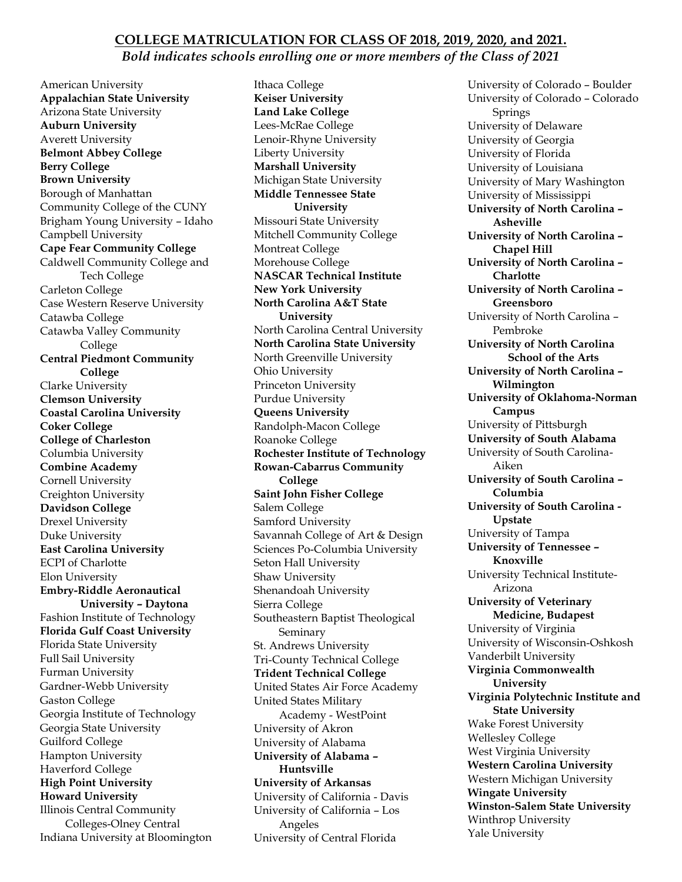**COLLEGE MATRICULATION FOR CLASS OF 2018, 2019, 2020, and 2021.**

***Bold indicates schools enrolling one or more members of the Class of 2021***

American University
**Appalachian State University**
Arizona State University
**Auburn University**
Averett University
**Belmont Abbey College**
**Berry College**
**Brown University**
Borough of Manhattan Community College of the CUNY
Brigham Young University – Idaho
Campbell University
**Cape Fear Community College**
Caldwell Community College and Tech College
Carleton College
Case Western Reserve University
Catawba College
Catawba Valley Community College
**Central Piedmont Community College**
Clarke University
**Clemson University**
**Coastal Carolina University**
**Coker College**
**College of Charleston**
Columbia University
**Combine Academy**
Cornell University
Creighton University
**Davidson College**
Drexel University
Duke University
**East Carolina University**
ECPI of Charlotte
Elon University
**Embry-Riddle Aeronautical University – Daytona**
Fashion Institute of Technology
**Florida Gulf Coast University**
Florida State University
Full Sail University
Furman University
Gardner-Webb University
Gaston College
Georgia Institute of Technology
Georgia State University
Guilford College
Hampton University
Haverford College
**High Point University**
**Howard University**
Illinois Central Community Colleges-Olney Central
Indiana University at Bloomington
Ithaca College
**Keiser University**
**Land Lake College**
Lees-McRae College
Lenoir-Rhyne University
Liberty University
**Marshall University**
Michigan State University
**Middle Tennessee State University**
Missouri State University
Mitchell Community College
Montreat College
Morehouse College
**NASCAR Technical Institute**
**New York University**
**North Carolina A&T State University**
North Carolina Central University
**North Carolina State University**
North Greenville University
Ohio University
Princeton University
Purdue University
**Queens University**
Randolph-Macon College
Roanoke College
**Rochester Institute of Technology**
**Rowan-Cabarrus Community College**
**Saint John Fisher College**
Salem College
Samford University
Savannah College of Art & Design
Sciences Po-Columbia University
Seton Hall University
Shaw University
Shenandoah University
Sierra College
Southeastern Baptist Theological Seminary
St. Andrews University
Tri-County Technical College
**Trident Technical College**
United States Air Force Academy
United States Military Academy - WestPoint
University of Akron
University of Alabama
**University of Alabama – Huntsville**
**University of Arkansas**
University of California - Davis
University of California – Los Angeles
University of Central Florida
University of Colorado – Boulder
University of Colorado – Colorado Springs
University of Delaware
University of Georgia
University of Florida
University of Louisiana
University of Mary Washington
University of Mississippi
**University of North Carolina – Asheville**
**University of North Carolina – Chapel Hill**
**University of North Carolina – Charlotte**
**University of North Carolina – Greensboro**
University of North Carolina – Pembroke
**University of North Carolina School of the Arts**
**University of North Carolina – Wilmington**
**University of Oklahoma-Norman Campus**
University of Pittsburgh
**University of South Alabama**
University of South Carolina-Aiken
**University of South Carolina – Columbia**
**University of South Carolina - Upstate**
University of Tampa
**University of Tennessee – Knoxville**
University Technical Institute-Arizona
**University of Veterinary Medicine, Budapest**
University of Virginia
University of Wisconsin-Oshkosh
Vanderbilt University
**Virginia Commonwealth University**
**Virginia Polytechnic Institute and State University**
Wake Forest University
Wellesley College
West Virginia University
**Western Carolina University**
Western Michigan University
**Wingate University**
**Winston-Salem State University**
Winthrop University
Yale University